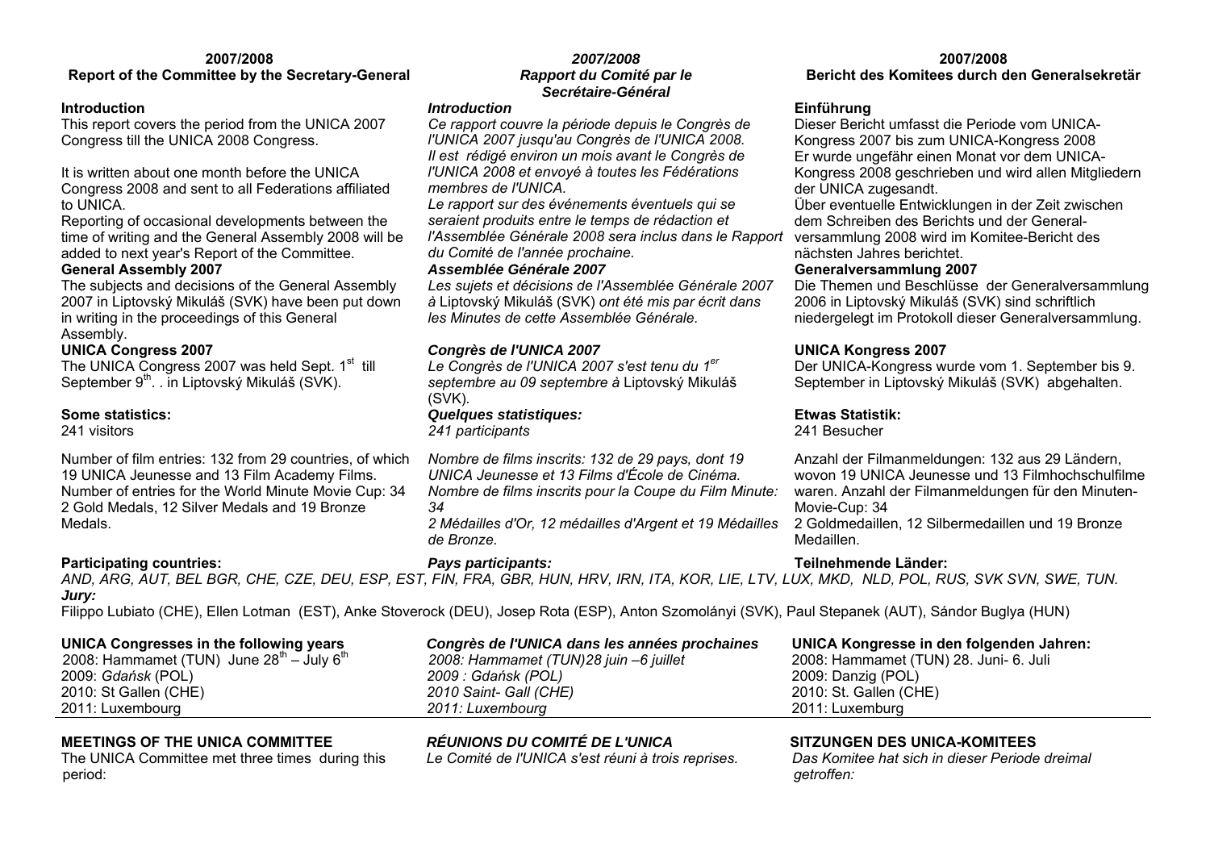**2007/2008**
**Report of the Committee by the Secretary-General**

**Introduction**

This report covers the period from the UNICA 2007 Congress till the UNICA 2008 Congress.

It is written about one month before the UNICA Congress 2008 and sent to all Federations affiliated to UNICA.

Reporting of occasional developments between the time of writing and the General Assembly 2008 will be added to next year's Report of the Committee.

**General Assembly 2007**

The subjects and decisions of the General Assembly 2007 in Liptovský Mikuláš (SVK) have been put down in writing in the proceedings of this General Assembly.

**UNICA Congress 2007**

The UNICA Congress 2007 was held Sept. 1st till September 9th. . in Liptovský Mikuláš (SVK).

**Some statistics:**

241 visitors

Number of film entries: 132 from 29 countries, of which 19 UNICA Jeunesse and 13 Film Academy Films.
Number of entries for the World Minute Movie Cup: 34
2 Gold Medals, 12 Silver Medals and 19 Bronze Medals.

**Participating countries:**

*AND, ARG, AUT, BEL BGR, CHE, CZE, DEU, ESP, EST, FIN, FRA, GBR, HUN, HRV, IRN, ITA, KOR, LIE, LTV, LUX, MKD, NLD, POL, RUS, SVK SVN, SWE, TUN.*

***Jury:***

Filippo Lubiato (CHE), Ellen Lotman (EST), Anke Stoverock (DEU), Josep Rota (ESP), Anton Szomolányi (SVK), Paul Stepanek (AUT), Sándor Buglya (HUN)

**UNICA Congresses in the following years**

2008: Hammamet (TUN) June 28th – July 6th
2009: *Gdańsk* (POL)
2010: St Gallen (CHE)
2011: Luxembourg

**MEETINGS OF THE UNICA COMMITTEE**

The UNICA Committee met three times during this period:

---

***2007/2008***
***Rapport du Comité par le Secrétaire-Général***

***Introduction***

*Ce rapport couvre la période depuis le Congrès de l'UNICA 2007 jusqu'au Congrès de l'UNICA 2008.*
*Il est rédigé environ un mois avant le Congrès de l'UNICA 2008 et envoyé à toutes les Fédérations membres de l'UNICA.*
*Le rapport sur des événements éventuels qui se seraient produits entre le temps de rédaction et l'Assemblée Générale 2008 sera inclus dans le Rapport du Comité de l'année prochaine.*

***Assemblée Générale 2007***

*Les sujets et décisions de l'Assemblée Générale 2007 à* Liptovský Mikuláš (SVK) *ont été mis par écrit dans les Minutes de cette Assemblée Générale.*

***Congrès de l'UNICA 2007***

*Le Congrès de l'UNICA 2007 s'est tenu du 1er septembre au 09 septembre à* Liptovský Mikuláš (SVK).

***Quelques statistiques:***

*241 participants*

*Nombre de films inscrits: 132 de 29 pays, dont 19 UNICA Jeunesse et 13 Films d'École de Cinéma.*
*Nombre de films inscrits pour la Coupe du Film Minute: 34*
*2 Médailles d'Or, 12 médailles d'Argent et 19 Médailles de Bronze.*

***Pays participants:***

***Congrès de l'UNICA dans les années prochaines***

*2008: Hammamet (TUN)28 juin –6 juillet*
*2009 : Gdańsk (POL)*
*2010 Saint- Gall (CHE)*
*2011: Luxembourg*

***RÉUNIONS DU COMITÉ DE L'UNICA***

*Le Comité de l'UNICA s'est réuni à trois reprises.*

---

**2007/2008**
**Bericht des Komitees durch den Generalsekretär**

**Einführung**

Dieser Bericht umfasst die Periode vom UNICA-Kongress 2007 bis zum UNICA-Kongress 2008
Er wurde ungefähr einen Monat vor dem UNICA-Kongress 2008 geschrieben und wird allen Mitgliedern der UNICA zugesandt.
Über eventuelle Entwicklungen in der Zeit zwischen dem Schreiben des Berichts und der Generalversammlung 2008 wird im Komitee-Bericht des nächsten Jahres berichtet.

**Generalversammlung 2007**

Die Themen und Beschlüsse der Generalversammlung 2006 in Liptovský Mikuláš (SVK) sind schriftlich niedergelegt im Protokoll dieser Generalversammlung.

**UNICA Kongress 2007**

Der UNICA-Kongress wurde vom 1. September bis 9. September in Liptovský Mikuláš (SVK) abgehalten.

**Etwas Statistik:**

241 Besucher

Anzahl der Filmanmeldungen: 132 aus 29 Ländern, wovon 19 UNICA Jeunesse und 13 Filmhochschulfilme waren. Anzahl der Filmanmeldungen für den Minuten-Movie-Cup: 34
2 Goldmedaillen, 12 Silbermedaillen und 19 Bronze Medaillen.

**Teilnehmende Länder:**

**UNICA Kongresse in den folgenden Jahren:**

2008: Hammamet (TUN) 28. Juni- 6. Juli
2009: Danzig (POL)
2010: St. Gallen (CHE)
2011: Luxemburg

**SITZUNGEN DES UNICA-KOMITEES**

*Das Komitee hat sich in dieser Periode dreimal getroffen:*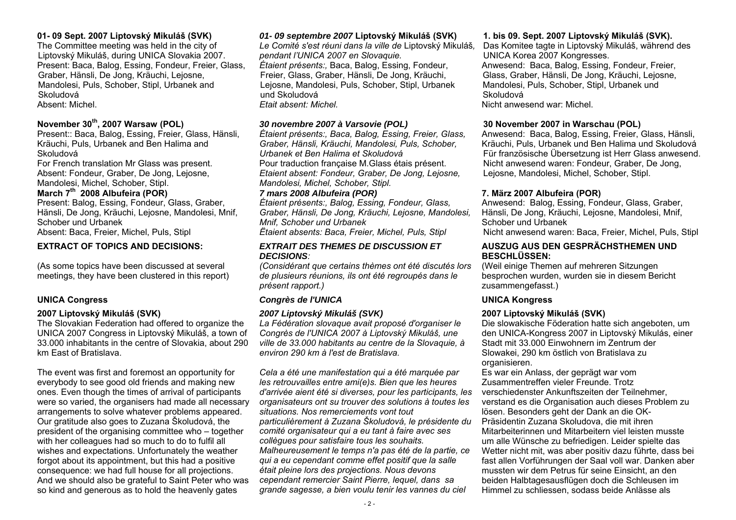**01- 09 Sept. 2007 Liptovský Mikuláš (SVK)**
The Committee meeting was held in the city of Liptovský Mikuláš, during UNICA Slovakia 2007.
Present: Baca, Balog, Essing, Fondeur, Freier, Glass, Graber, Hänsli, De Jong, Kräuchi, Lejosne, Mandolesi, Puls, Schober, Stipl, Urbanek and Skoludová
Absent: Michel.

**November 30th, 2007 Warsaw (POL)**
Present:: Baca, Balog, Essing, Freier, Glass, Hänsli, Kräuchi, Puls, Urbanek and Ben Halima and Skoludová
For French translation Mr Glass was present.
Absent: Fondeur, Graber, De Jong, Lejosne, Mandolesi, Michel, Schober, Stipl.

**March 7th 2008 Albufeira (POR)**
Present: Balog, Essing, Fondeur, Glass, Graber, Hänsli, De Jong, Kräuchi, Lejosne, Mandolesi, Mnif, Schober und Urbanek
Absent: Baca, Freier, Michel, Puls, Stipl

**EXTRACT OF TOPICS AND DECISIONS:**

(As some topics have been discussed at several meetings, they have been clustered in this report)

**UNICA Congress**

**2007 Liptovský Mikuláš (SVK)**
The Slovakian Federation had offered to organize the UNICA 2007 Congress in Liptovský Mikuláš, a town of 33.000 inhabitants in the centre of Slovakia, about 290 km East of Bratislava.

The event was first and foremost an opportunity for everybody to see good old friends and making new ones. Even though the times of arrival of participants were so varied, the organisers had made all necessary arrangements to solve whatever problems appeared. Our gratitude also goes to Zuzana Školudová, the president of the organising committee who – together with her colleagues had so much to do to fulfil all wishes and expectations. Unfortunately the weather forgot about its appointment, but this had a positive consequence: we had full house for all projections. And we should also be grateful to Saint Peter who was so kind and generous as to hold the heavenly gates

***01- 09 septembre 2007* Liptovský Mikuláš (SVK)**
*Le Comité s'est réuni dans la ville de* Liptovský Mikuláš, *pendant l'UNICA 2007 en Slovaquie.*
*Étaient présents:,* Baca, Balog, Essing, Fondeur, Freier, Glass, Graber, Hänsli, De Jong, Kräuchi, Lejosne, Mandolesi, Puls, Schober, Stipl, Urbanek und Skoludová
*Etait absent: Michel.*

***30 novembre 2007 à Varsovie (POL)***
*Étaient présents:, Baca, Balog, Essing, Freier, Glass, Graber, Hänsli, Kräuchi, Mandolesi, Puls, Schober, Urbanek et Ben Halima et Skoludová*
Pour traduction française M.Glass étais présent.
*Etaient absent: Fondeur, Graber, De Jong, Lejosne, Mandolesi, Michel, Schober, Stipl.*

***7 mars 2008 Albufeira (POR)***
*Étaient présents:, Balog, Essing, Fondeur, Glass, Graber, Hänsli, De Jong, Kräuchi, Lejosne, Mandolesi, Mnif, Schober und Urbanek*
*Ëtaient absents: Baca, Freier, Michel, Puls, Stipl*

***EXTRAIT DES THEMES DE DISCUSSION ET DECISIONS:***

*(Considérant que certains thèmes ont été discutés lors de plusieurs réunions, ils ont été regroupés dans le présent rapport.)*

***Congrès de l'UNICA***

***2007 Liptovský Mikuláš (SVK)***
*La Fédération slovaque avait proposé d'organiser le Congrès de l'UNICA 2007 à Liptovský Mikuláš, une ville de 33.000 habitants au centre de la Slovaquie, à environ 290 km à l'est de Bratislava.*

*Cela a été une manifestation qui a été marquée par les retrouvailles entre ami(e)s. Bien que les heures d'arrivée aient été si diverses, pour les participants, les organisateurs ont su trouver des solutions à toutes les situations. Nos remerciements vont tout particulièrement à Zuzana Školudová, le présidente du comité organisateur qui a eu tant à faire avec ses collègues pour satisfaire tous les souhaits. Malheureusement le temps n'a pas été de la partie, ce qui a eu cependant comme effet positif que la salle était pleine lors des projections. Nous devons cependant remercier Saint Pierre, lequel, dans sa grande sagesse, a bien voulu tenir les vannes du ciel*

**1. bis 09. Sept. 2007 Liptovský Mikuláš (SVK).**
Das Komitee tagte in Liptovský Mikuláš, während des UNICA Korea 2007 Kongresses.
Anwesend: Baca, Balog, Essing, Fondeur, Freier, Glass, Graber, Hänsli, De Jong, Kräuchi, Lejosne, Mandolesi, Puls, Schober, Stipl, Urbanek und Skoludová
Nicht anwesend war: Michel.

**30 November 2007 in Warschau (POL)**
Anwesend: Baca, Balog, Essing, Freier, Glass, Hänsli, Kräuchi, Puls, Urbanek und Ben Halima und Skoludová
Für französische Übersetzung ist Herr Glass anwesend.
Nicht anwesend waren: Fondeur, Graber, De Jong, Lejosne, Mandolesi, Michel, Schober, Stipl.

**7. März 2007 Albufeira (POR)**
Anwesend: Balog, Essing, Fondeur, Glass, Graber, Hänsli, De Jong, Kräuchi, Lejosne, Mandolesi, Mnif, Schober und Urbanek
Nicht anwesend waren: Baca, Freier, Michel, Puls, Stipl

**AUSZUG AUS DEN GESPRÄCHSTHEMEN UND BESCHLÜSSEN:**
(Weil einige Themen auf mehreren Sitzungen besprochen wurden, wurden sie in diesem Bericht zusammengefasst.)

**UNICA Kongress**

**2007 Liptovský Mikuláš (SVK)**
Die slowakische Föderation hatte sich angeboten, um den UNICA-Kongress 2007 in Liptovský Mikulás, einer Stadt mit 33.000 Einwohnern im Zentrum der Slowakei, 290 km östlich von Bratislava zu organisieren.
Es war ein Anlass, der geprägt war vom Zusammentreffen vieler Freunde. Trotz verschiedenster Ankunftszeiten der Teilnehmer, verstand es die Organisation auch dieses Problem zu lösen. Besonders geht der Dank an die OK-Präsidentin Zuzana Skoludova, die mit ihren Mitarbeiterinnen und Mitarbeitern viel leisten musste um alle Wünsche zu befriedigen. Leider spielte das Wetter nicht mit, was aber positiv dazu führte, dass bei fast allen Vorführungen der Saal voll war. Danken aber mussten wir dem Petrus für seine Einsicht, an den beiden Halbtagesausflügen doch die Schleusen im Himmel zu schliessen, sodass beide Anlässe als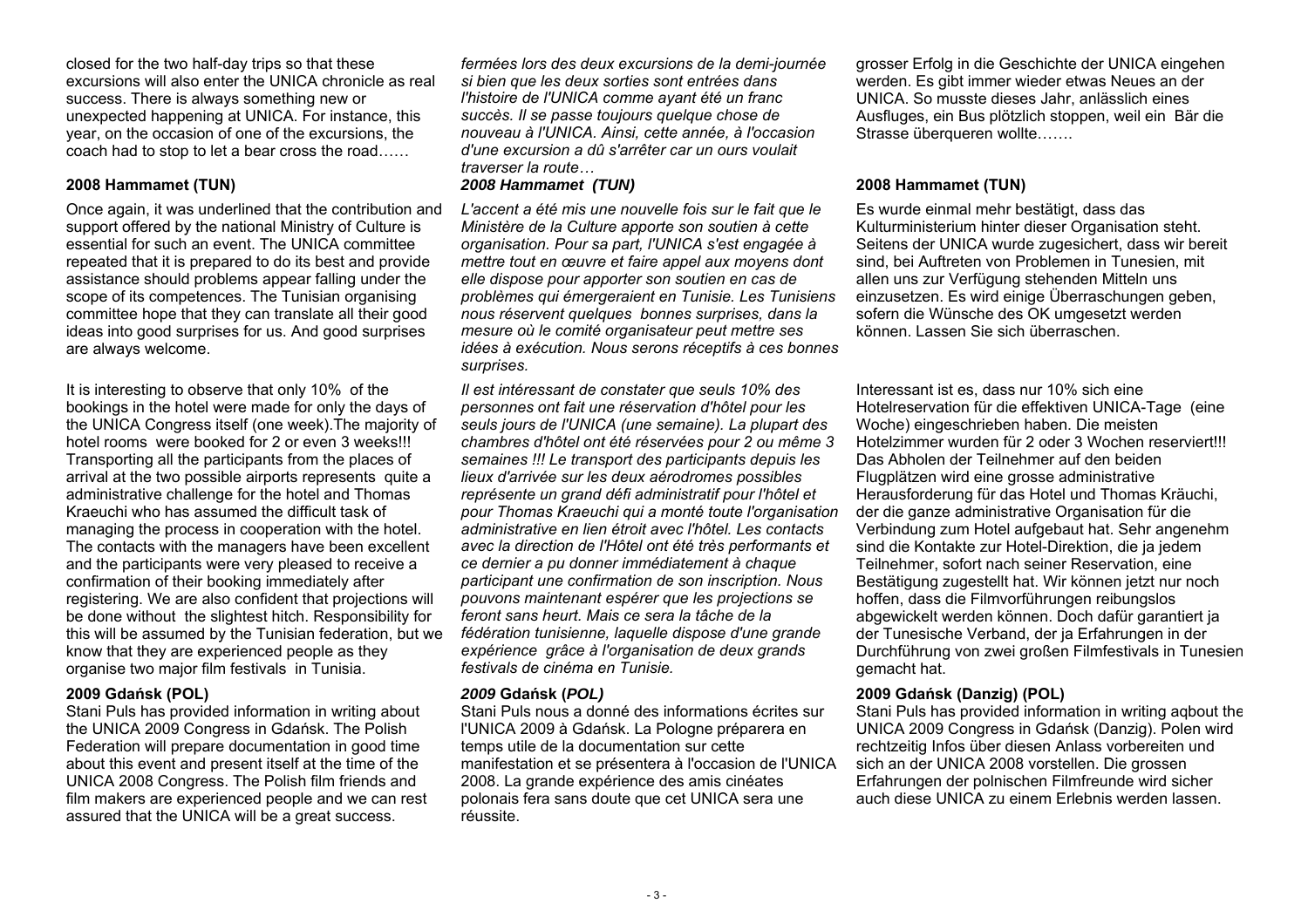closed for the two half-day trips so that these excursions will also enter the UNICA chronicle as real success. There is always something new or unexpected happening at UNICA. For instance, this year, on the occasion of one of the excursions, the coach had to stop to let a bear cross the road……

**2008 Hammamet (TUN)**

Once again, it was underlined that the contribution and support offered by the national Ministry of Culture is essential for such an event. The UNICA committee repeated that it is prepared to do its best and provide assistance should problems appear falling under the scope of its competences. The Tunisian organising committee hope that they can translate all their good ideas into good surprises for us. And good surprises are always welcome.

It is interesting to observe that only 10% of the bookings in the hotel were made for only the days of the UNICA Congress itself (one week).The majority of hotel rooms were booked for 2 or even 3 weeks!!! Transporting all the participants from the places of arrival at the two possible airports represents quite a administrative challenge for the hotel and Thomas Kraeuchi who has assumed the difficult task of managing the process in cooperation with the hotel. The contacts with the managers have been excellent and the participants were very pleased to receive a confirmation of their booking immediately after registering. We are also confident that projections will be done without the slightest hitch. Responsibility for this will be assumed by the Tunisian federation, but we know that they are experienced people as they organise two major film festivals in Tunisia.

**2009 Gdańsk (POL)**

Stani Puls has provided information in writing about the UNICA 2009 Congress in Gdańsk. The Polish Federation will prepare documentation in good time about this event and present itself at the time of the UNICA 2008 Congress. The Polish film friends and film makers are experienced people and we can rest assured that the UNICA will be a great success.

*fermées lors des deux excursions de la demi-journée si bien que les deux sorties sont entrées dans l'histoire de l'UNICA comme ayant été un franc succès. Il se passe toujours quelque chose de nouveau à l'UNICA. Ainsi, cette année, à l'occasion d'une excursion a dû s'arrêter car un ours voulait traverser la route…*

***2008 Hammamet (TUN)***

*L'accent a été mis une nouvelle fois sur le fait que le Ministère de la Culture apporte son soutien à cette organisation. Pour sa part, l'UNICA s'est engagée à mettre tout en œuvre et faire appel aux moyens dont elle dispose pour apporter son soutien en cas de problèmes qui émergeraient en Tunisie. Les Tunisiens nous réservent quelques bonnes surprises, dans la mesure où le comité organisateur peut mettre ses idées à exécution. Nous serons réceptifs à ces bonnes surprises.*

*Il est intéressant de constater que seuls 10% des personnes ont fait une réservation d'hôtel pour les seuls jours de l'UNICA (une semaine). La plupart des chambres d'hôtel ont été réservées pour 2 ou même 3 semaines !!! Le transport des participants depuis les lieux d'arrivée sur les deux aérodromes possibles représente un grand défi administratif pour l'hôtel et pour Thomas Kraeuchi qui a monté toute l'organisation administrative en lien étroit avec l'hôtel. Les contacts avec la direction de l'Hôtel ont été très performants et ce dernier a pu donner immédiatement à chaque participant une confirmation de son inscription. Nous pouvons maintenant espérer que les projections se feront sans heurt. Mais ce sera la tâche de la fédération tunisienne, laquelle dispose d'une grande expérience grâce à l'organisation de deux grands festivals de cinéma en Tunisie.*

***2009* Gdańsk (*POL)***

Stani Puls nous a donné des informations écrites sur l'UNICA 2009 à Gdańsk. La Pologne préparera en temps utile de la documentation sur cette manifestation et se présentera à l'occasion de l'UNICA 2008. La grande expérience des amis cinéates polonais fera sans doute que cet UNICA sera une réussite.

grosser Erfolg in die Geschichte der UNICA eingehen werden. Es gibt immer wieder etwas Neues an der UNICA. So musste dieses Jahr, anlässlich eines Ausfluges, ein Bus plötzlich stoppen, weil ein Bär die Strasse überqueren wollte…….

**2008 Hammamet (TUN)**

Es wurde einmal mehr bestätigt, dass das Kulturministerium hinter dieser Organisation steht. Seitens der UNICA wurde zugesichert, dass wir bereit sind, bei Auftreten von Problemen in Tunesien, mit allen uns zur Verfügung stehenden Mitteln uns einzusetzen. Es wird einige Überraschungen geben, sofern die Wünsche des OK umgesetzt werden können. Lassen Sie sich überraschen.

Interessant ist es, dass nur 10% sich eine Hotelreservation für die effektiven UNICA-Tage (eine Woche) eingeschrieben haben. Die meisten Hotelzimmer wurden für 2 oder 3 Wochen reserviert!!! Das Abholen der Teilnehmer auf den beiden Flugplätzen wird eine grosse administrative Herausforderung für das Hotel und Thomas Kräuchi, der die ganze administrative Organisation für die Verbindung zum Hotel aufgebaut hat. Sehr angenehm sind die Kontakte zur Hotel-Direktion, die ja jedem Teilnehmer, sofort nach seiner Reservation, eine Bestätigung zugestellt hat. Wir können jetzt nur noch hoffen, dass die Filmvorführungen reibungslos abgewickelt werden können. Doch dafür garantiert ja der Tunesische Verband, der ja Erfahrungen in der Durchführung von zwei großen Filmfestivals in Tunesien gemacht hat.

**2009 Gdańsk (Danzig) (POL)**

Stani Puls has provided information in writing aqbout the UNICA 2009 Congress in Gdańsk (Danzig). Polen wird rechtzeitig Infos über diesen Anlass vorbereiten und sich an der UNICA 2008 vorstellen. Die grossen Erfahrungen der polnischen Filmfreunde wird sicher auch diese UNICA zu einem Erlebnis werden lassen.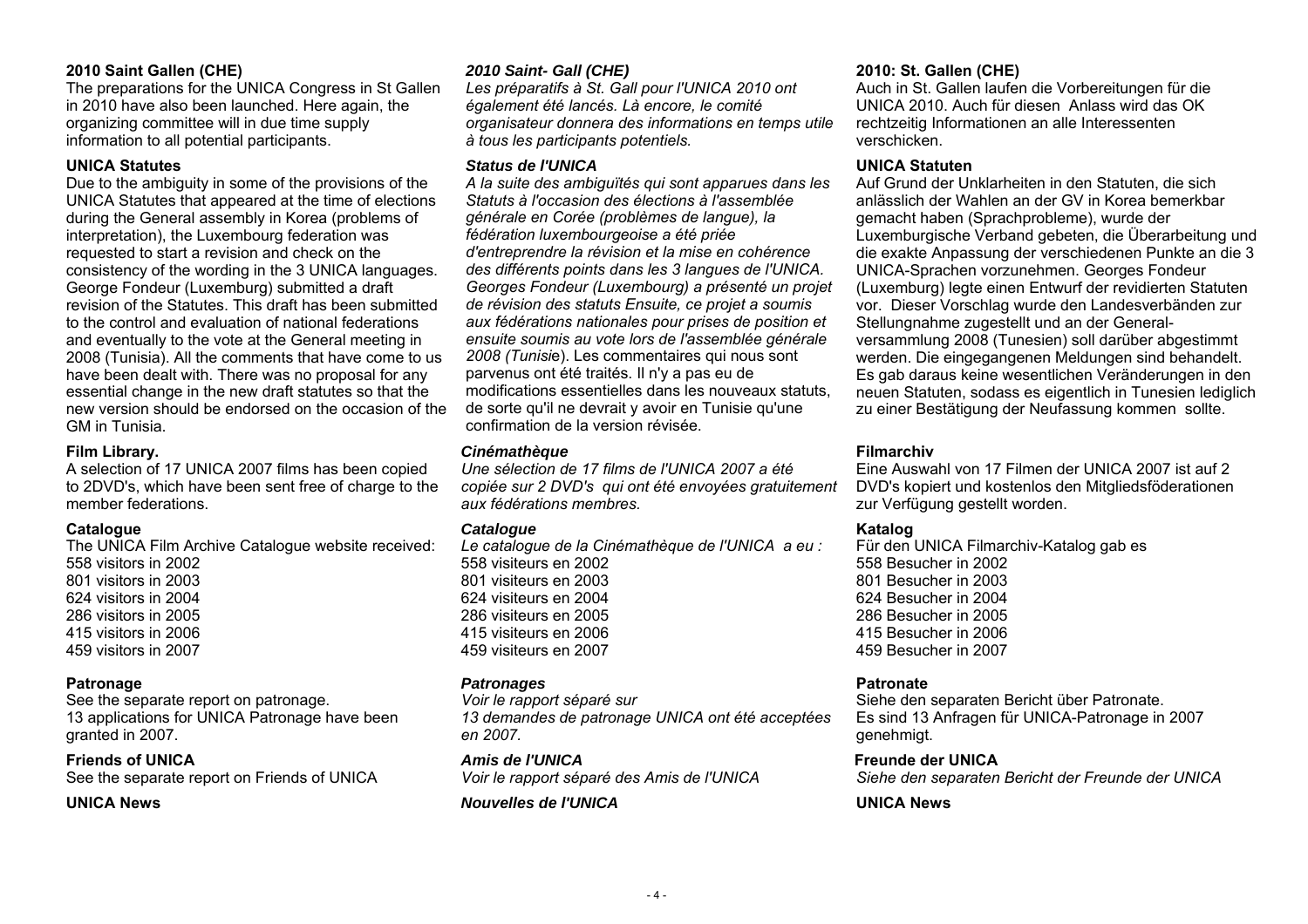**2010 Saint Gallen (CHE)**

The preparations for the UNICA Congress in St Gallen in 2010 have also been launched. Here again, the organizing committee will in due time supply information to all potential participants.

**UNICA Statutes**

Due to the ambiguity in some of the provisions of the UNICA Statutes that appeared at the time of elections during the General assembly in Korea (problems of interpretation), the Luxembourg federation was requested to start a revision and check on the consistency of the wording in the 3 UNICA languages. George Fondeur (Luxemburg) submitted a draft revision of the Statutes. This draft has been submitted to the control and evaluation of national federations and eventually to the vote at the General meeting in 2008 (Tunisia). All the comments that have come to us have been dealt with. There was no proposal for any essential change in the new draft statutes so that the new version should be endorsed on the occasion of the GM in Tunisia.

**Film Library.**

A selection of 17 UNICA 2007 films has been copied to 2DVD's, which have been sent free of charge to the member federations.

**Catalogue**

The UNICA Film Archive Catalogue website received:
558 visitors in 2002
801 visitors in 2003
624 visitors in 2004
286 visitors in 2005
415 visitors in 2006
459 visitors in 2007

**Patronage**

See the separate report on patronage.
13 applications for UNICA Patronage have been granted in 2007.

**Friends of UNICA**

See the separate report on Friends of UNICA

**UNICA News**

***2010 Saint- Gall (CHE)***

*Les préparatifs à St. Gall pour l'UNICA 2010 ont également été lancés. Là encore, le comité organisateur donnera des informations en temps utile à tous les participants potentiels.*

***Status de l'UNICA***

*A la suite des ambiguïtés qui sont apparues dans les Statuts à l'occasion des élections à l'assemblée générale en Corée (problèmes de langue), la fédération luxembourgeoise a été priée d'entreprendre la révision et la mise en cohérence des différents points dans les 3 langues de l'UNICA. Georges Fondeur (Luxembourg) a présenté un projet de révision des statuts Ensuite, ce projet a soumis aux fédérations nationales pour prises de position et ensuite soumis au vote lors de l'assemblée générale 2008 (Tunisi*e). Les commentaires qui nous sont parvenus ont été traités. Il n'y a pas eu de modifications essentielles dans les nouveaux statuts, de sorte qu'il ne devrait y avoir en Tunisie qu'une confirmation de la version révisée.

***Cinémathèque***

*Une sélection de 17 films de l'UNICA 2007 a été copiée sur 2 DVD's qui ont été envoyées gratuitement aux fédérations membres.*

***Catalogue***

*Le catalogue de la Cinémathèque de l'UNICA a eu :*
558 visiteurs en 2002
801 visiteurs en 2003
624 visiteurs en 2004
286 visiteurs en 2005
415 visiteurs en 2006
459 visiteurs en 2007

***Patronages***

*Voir le rapport séparé sur*
*13 demandes de patronage UNICA ont été acceptées en 2007.*

***Amis de l'UNICA***

*Voir le rapport séparé des Amis de l'UNICA*

***Nouvelles de l'UNICA***

**2010: St. Gallen (CHE)**

Auch in St. Gallen laufen die Vorbereitungen für die UNICA 2010. Auch für diesen Anlass wird das OK rechtzeitig Informationen an alle Interessenten verschicken.

**UNICA Statuten**

Auf Grund der Unklarheiten in den Statuten, die sich anlässlich der Wahlen an der GV in Korea bemerkbar gemacht haben (Sprachprobleme), wurde der Luxemburgische Verband gebeten, die Überarbeitung und die exakte Anpassung der verschiedenen Punkte an die 3 UNICA-Sprachen vorzunehmen. Georges Fondeur (Luxemburg) legte einen Entwurf der revidierten Statuten vor. Dieser Vorschlag wurde den Landesverbänden zur Stellungnahme zugestellt und an der General-versammlung 2008 (Tunesien) soll darüber abgestimmt werden. Die eingegangenen Meldungen sind behandelt. Es gab daraus keine wesentlichen Veränderungen in den neuen Statuten, sodass es eigentlich in Tunesien lediglich zu einer Bestätigung der Neufassung kommen sollte.

**Filmarchiv**

Eine Auswahl von 17 Filmen der UNICA 2007 ist auf 2 DVD's kopiert und kostenlos den Mitgliedsföderationen zur Verfügung gestellt worden.

**Katalog**

Für den UNICA Filmarchiv-Katalog gab es
558 Besucher in 2002
801 Besucher in 2003
624 Besucher in 2004
286 Besucher in 2005
415 Besucher in 2006
459 Besucher in 2007

**Patronate**

Siehe den separaten Bericht über Patronate.
Es sind 13 Anfragen für UNICA-Patronage in 2007 genehmigt.

**Freunde der UNICA**

*Siehe den separaten Bericht der Freunde der UNICA*

**UNICA News**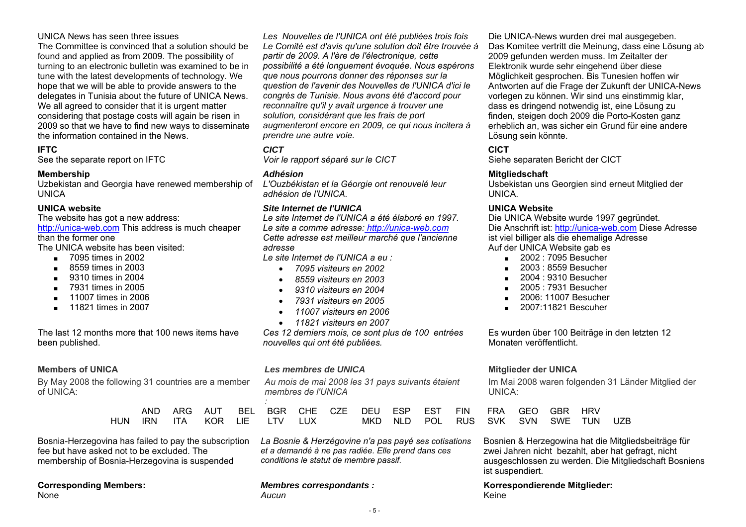UNICA News has seen three issues

The Committee is convinced that a solution should be found and applied as from 2009. The possibility of turning to an electronic bulletin was examined to be in tune with the latest developments of technology. We hope that we will be able to provide answers to the delegates in Tunisia about the future of UNICA News. We all agreed to consider that it is urgent matter considering that postage costs will again be risen in 2009 so that we have to find new ways to disseminate the information contained in the News.

**IFTC**

See the separate report on IFTC

**Membership**

Uzbekistan and Georgia have renewed membership of UNICA

**UNICA website**

The website has got a new address: http://unica-web.com This address is much cheaper than the former one

The UNICA website has been visited:

- 7095 times in 2002
- 8559 times in 2003
- 9310 times in 2004
- 7931 times in 2005
- 11007 times in 2006
- 11821 times in 2007

The last 12 months more that 100 news items have been published.

*Les Nouvelles de l'UNICA ont été publiées trois fois*

*Le Comité est d'avis qu'une solution doit être trouvée à partir de 2009. A l'ère de l'électronique, cette possibilité a été longuement évoquée. Nous espérons que nous pourrons donner des réponses sur la question de l'avenir des Nouvelles de l'UNICA d'ici le congrès de Tunisie. Nous avons été d'accord pour reconnaître qu'il y avait urgence à trouver une solution, considérant que les frais de port augmenteront encore en 2009, ce qui nous incitera à prendre une autre voie.*

***CICT***

*Voir le rapport séparé sur le CICT*

***Adhésion***

*L'Ouzbékistan et la Géorgie ont renouvelé leur adhésion de l'UNICA.*

***Site Internet de l'UNICA***

*Le site Internet de l'UNICA a été élaboré en 1997.*
*Le site a comme adresse: http://unica-web.com*
*Cette adresse est meilleur marché que l'ancienne adresse*
*Le site Internet de l'UNICA a eu :*

- *7095 visiteurs en 2002*
- *8559 visiteurs en 2003*
- *9310 visiteurs en 2004*
- *7931 visiteurs en 2005*
- *11007 visiteurs en 2006*
- *11821 visiteurs en 2007*

*Ces 12 derniers mois, ce sont plus de 100 entrées nouvelles qui ont été publiées.*

Die UNICA-News wurden drei mal ausgegeben.

Das Komitee vertritt die Meinung, dass eine Lösung ab 2009 gefunden werden muss. Im Zeitalter der Elektronik wurde sehr eingehend über diese Möglichkeit gesprochen. Bis Tunesien hoffen wir Antworten auf die Frage der Zukunft der UNICA-News vorlegen zu können. Wir sind uns einstimmig klar, dass es dringend notwendig ist, eine Lösung zu finden, steigen doch 2009 die Porto-Kosten ganz erheblich an, was sicher ein Grund für eine andere Lösung sein könnte.

**CICT**

Siehe separaten Bericht der CICT

**Mitgliedschaft**

Usbekistan uns Georgien sind erneut Mitglied der UNICA.

**UNICA Website**

Die UNICA Website wurde 1997 gegründet.
Die Anschrift ist: http://unica-web.com Diese Adresse ist viel billiger als die ehemalige Adresse
Auf der UNICA Website gab es

- 2002 : 7095 Besucher
- 2003 : 8559 Besucher
- 2004 : 9310 Besucher
- 2005 : 7931 Besucher
- 2006: 11007 Besucher
- 2007:11821 Bescuher

Es wurden über 100 Beiträge in den letzten 12 Monaten veröffentlicht.

**Members of UNICA**

By May 2008 the following 31 countries are a member of UNICA:

***Les membres de UNICA***

*Au mois de mai 2008 les 31 pays suivants étaient membres de l'UNICA*
*:*

**Mitglieder der UNICA**

Im Mai 2008 waren folgenden 31 Länder Mitglied der UNICA:

| | | | | | | | | | | | | | | |
|---|---|---|---|---|---|---|---|---|---|---|---|---|---|---|
| AND | ARG | AUT | BEL | BGR | CHE | CZE | DEU | ESP | EST | FIN | FRA | GEO | GBR | HRV |
| HUN | IRN | ITA | KOR | LIE | LTV | LUX | MKD | NLD | POL | RUS | SVK | SVN | SWE | TUN | UZB |

Bosnia-Herzegovina has failed to pay the subscription fee but have asked not to be excluded. The membership of Bosnia-Herzegovina is suspended

*La Bosnie & Herzégovine n'a pas payé ses cotisations et a demandé à ne pas radiée. Elle prend dans ces conditions le statut de membre passif.*

Bosnien & Herzegowina hat die Mitgliedsbeiträge für zwei Jahren nicht bezahlt, aber hat gefragt, nicht ausgeschlossen zu werden. Die Mitgliedschaft Bosniens ist suspendiert.

**Corresponding Members:**

None

***Membres correspondants :***

*Aucun*

**Korrespondierende Mitglieder:**

Keine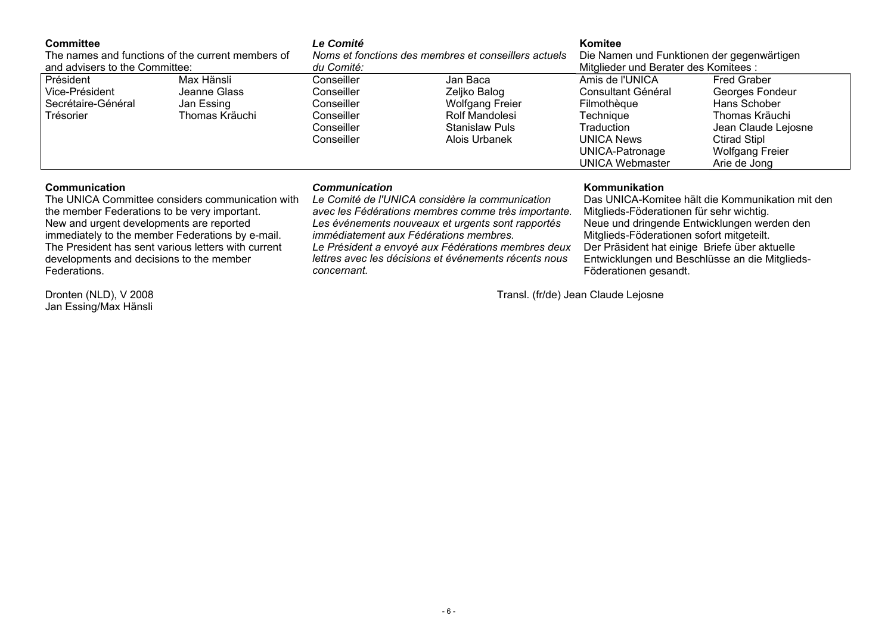**Committee**
The names and functions of the current members of and advisers to the Committee:

*Le Comité*
*Noms et fonctions des membres et conseillers actuels du Comité:*

**Komitee**
Die Namen und Funktionen der gegenwärtigen Mitglieder und Berater des Komitees :

| | | | | | |
|---|---|---|---|---|---|
| Président | Max Hänsli | Conseiller | Jan Baca | Amis de l'UNICA | Fred Graber |
| Vice-Président | Jeanne Glass | Conseiller | Zeljko Balog | Consultant Général | Georges Fondeur |
| Secrétaire-Général | Jan Essing | Conseiller | Wolfgang Freier | Filmothèque | Hans Schober |
| Trésorier | Thomas Kräuchi | Conseiller | Rolf Mandolesi | Technique | Thomas Kräuchi |
| | | Conseiller | Stanislaw Puls | Traduction | Jean Claude Lejosne |
| | | Conseiller | Alois Urbanek | UNICA News | Ctirad Stipl |
| | | | | UNICA-Patronage | Wolfgang Freier |
| | | | | UNICA Webmaster | Arie de Jong |

**Communication**
The UNICA Committee considers communication with the member Federations to be very important. New and urgent developments are reported immediately to the member Federations by e-mail. The President has sent various letters with current developments and decisions to the member Federations.

***Communication***
*Le Comité de l'UNICA considère la communication avec les Fédérations membres comme très importante. Les événements nouveaux et urgents sont rapportés immédiatement aux Fédérations membres. Le Président a envoyé aux Fédérations membres deux lettres avec les décisions et événements récents nous concernant.*

**Kommunikation**
Das UNICA-Komitee hält die Kommunikation mit den Mitglieds-Föderationen für sehr wichtig. Neue und dringende Entwicklungen werden den Mitglieds-Föderationen sofort mitgeteilt. Der Präsident hat einige Briefe über aktuelle Entwicklungen und Beschlüsse an die Mitglieds-Föderationen gesandt.

Dronten (NLD), V 2008
Jan Essing/Max Hänsli

Transl. (fr/de) Jean Claude Lejosne